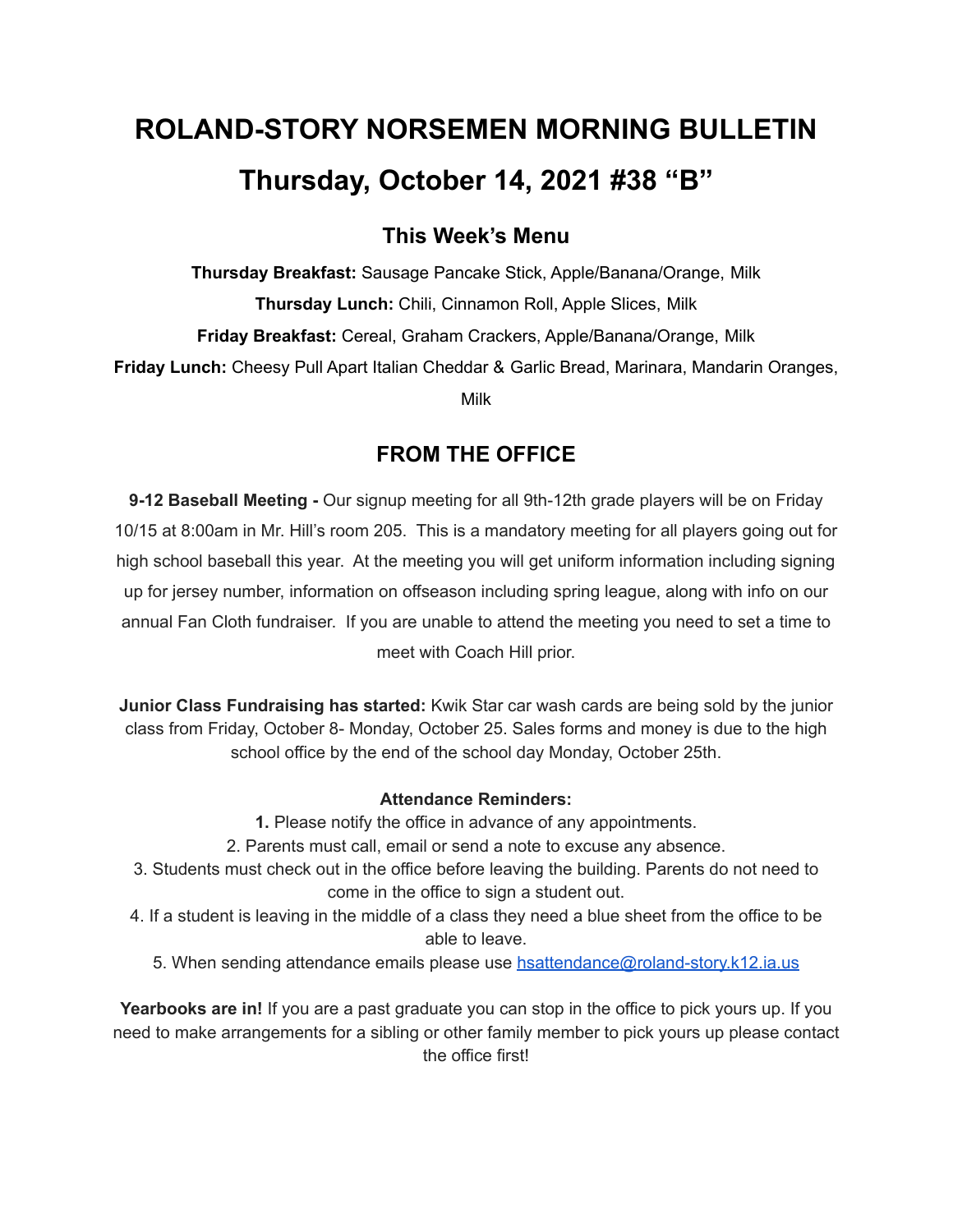# ROLAND-STORY NORSEMEN MORNING BULLETIN

# Thursday, October 14, 2021 #38 "B"

## This Week's Menu

**Thursday Breakfast:** Sausage Pancake Stick, Apple/Banana/Orange, Milk

**Thursday Lunch:** Chili, Cinnamon Roll, Apple Slices, Milk

**Friday Breakfast:** Cereal, Graham Crackers, Apple/Banana/Orange, Milk

**Friday Lunch:** Cheesy Pull Apart Italian Cheddar & Garlic Bread, Marinara, Mandarin Oranges, Milk

## FROM THE OFFICE

**9-12 Baseball Meeting -** Our signup meeting for all 9th-12th grade players will be on Friday 10/15 at 8:00am in Mr. Hill's room 205. This is a mandatory meeting for all players going out for high school baseball this year. At the meeting you will get uniform information including signing up for jersey number, information on offseason including spring league, along with info on our annual Fan Cloth fundraiser. If you are unable to attend the meeting you need to set a time to meet with Coach Hill prior.

**Junior Class Fundraising has started:** Kwik Star car wash cards are being sold by the junior class from Friday, October 8- Monday, October 25. Sales forms and money is due to the high school office by the end of the school day Monday, October 25th.

**Attendance Reminders:**

**1.** Please notify the office in advance of any appointments.

2. Parents must call, email or send a note to excuse any absence.

3. Students must check out in the office before leaving the building. Parents do not need to come in the office to sign a student out.

4. If a student is leaving in the middle of a class they need a blue sheet from the office to be able to leave.

5. When sending attendance emails please use hsattendance@roland-story.k12.ia.us

**Yearbooks are in!** If you are a past graduate you can stop in the office to pick yours up. If you need to make arrangements for a sibling or other family member to pick yours up please contact the office first!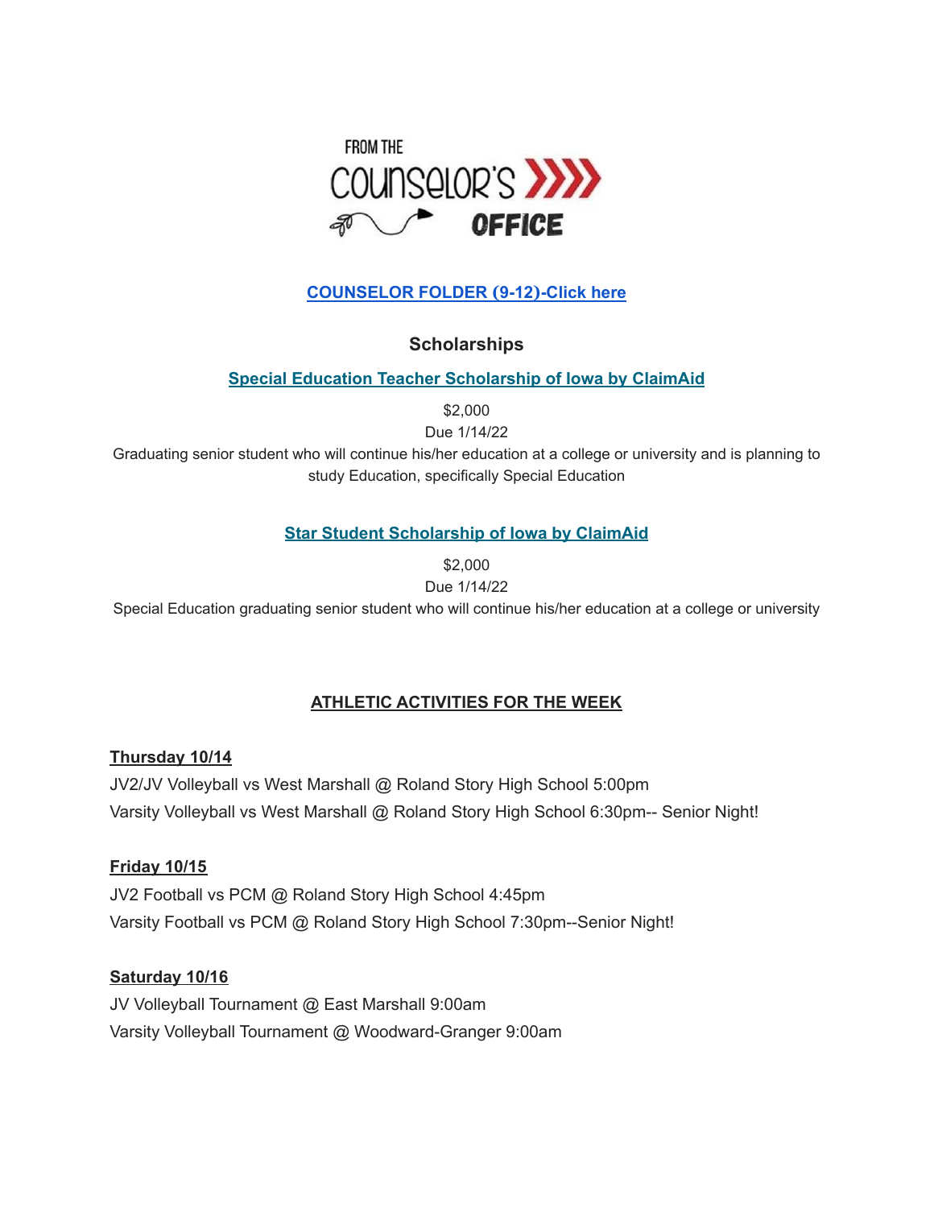FROM THE COUNSELOR'S OFFICE

**[COUNSELOR FOLDER (9-12)-Click here]**

## Scholarships

**Special Education Teacher Scholarship of Iowa by ClaimAid**

$2,000
Due 1/14/22
Graduating senior student who will continue his/her education at a college or university and is planning to study Education, specifically Special Education

**Star Student Scholarship of Iowa by ClaimAid**

$2,000
Due 1/14/22
Special Education graduating senior student who will continue his/her education at a college or university

## ATHLETIC ACTIVITIES FOR THE WEEK

**Thursday 10/14**
JV2/JV Volleyball vs West Marshall @ Roland Story High School 5:00pm
Varsity Volleyball vs West Marshall @ Roland Story High School 6:30pm-- Senior Night!

**Friday 10/15**
JV2 Football vs PCM @ Roland Story High School 4:45pm
Varsity Football vs PCM @ Roland Story High School 7:30pm--Senior Night!

**Saturday 10/16**
JV Volleyball Tournament @ East Marshall 9:00am
Varsity Volleyball Tournament @ Woodward-Granger 9:00am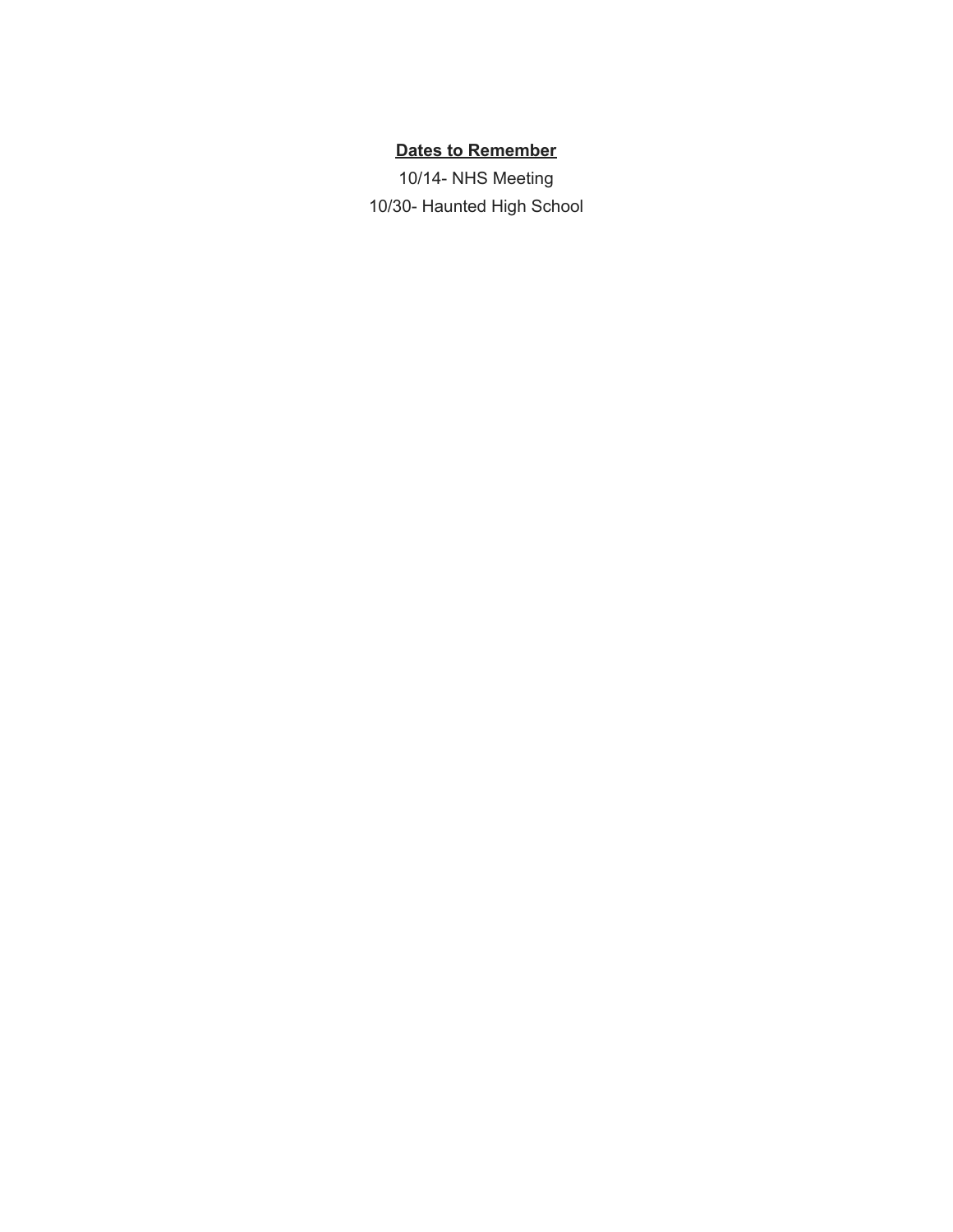**Dates to Remember**

10/14- NHS Meeting

10/30- Haunted High School